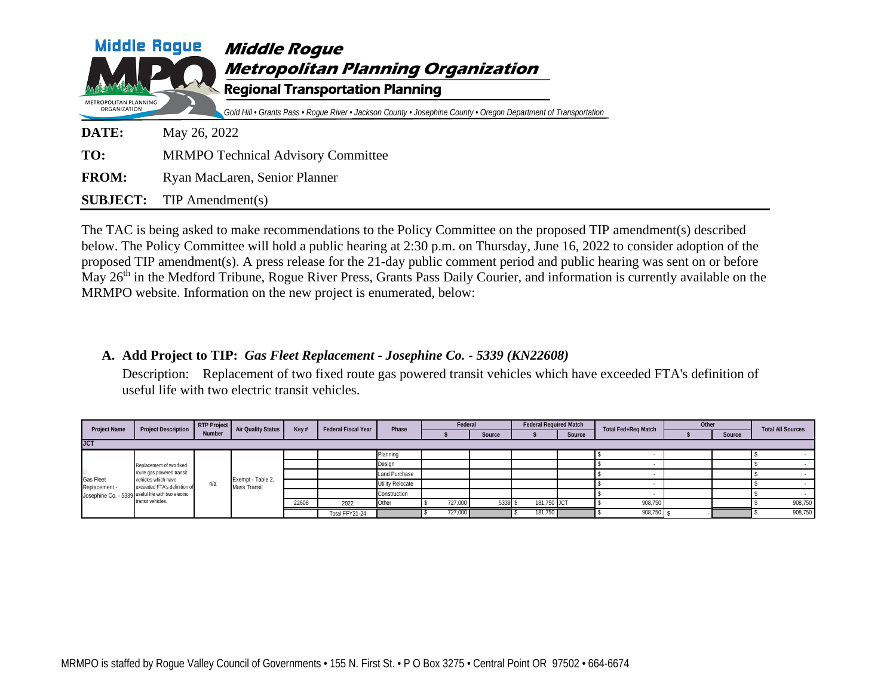# Middle Rogue Metropolitan Planning Organization

## Regional Transportation Planning

*Gold Hill • Grants Pass • Rogue River • Jackson County • Josephine County • Oregon Department of Transportation*

**DATE:** May 26, 2022

**TO:** MRMPO Technical Advisory Committee

**FROM:** Ryan MacLaren, Senior Planner

**SUBJECT:** TIP Amendment(s)

The TAC is being asked to make recommendations to the Policy Committee on the proposed TIP amendment(s) described below. The Policy Committee will hold a public hearing at 2:30 p.m. on Thursday, June 16, 2022 to consider adoption of the proposed TIP amendment(s). A press release for the 21-day public comment period and public hearing was sent on or before May 26th in the Medford Tribune, Rogue River Press, Grants Pass Daily Courier, and information is currently available on the MRMPO website. Information on the new project is enumerated, below:

**A. Add Project to TIP:** ***Gas Fleet Replacement - Josephine Co. - 5339 (KN22608)***

Description: Replacement of two fixed route gas powered transit vehicles which have exceeded FTA's definition of useful life with two electric transit vehicles.

| Project Name | Project Description | RTP Project Number | Air Quality Status | Key # | Federal Fiscal Year | Phase | Federal | | Federal Required Match | | Total Fed+Req Match | Other | | Total All Sources |
|---|---|---|---|---|---|---|---|---|---|---|---|---|---|---|
| | | | | | | | $ | Source | $ | Source | | $ | Source | |
| **JCT** | | | | | | | | | | | | | | |
| Gas Fleet Replacement - Josephine Co. - 5339 | Replacement of two fixed route gas powered transit vehicles which have exceeded FTA's definition of useful life with two electric transit vehicles. | n/a | Exempt - Table 2, Mass Transit | | | Planning | | | | | $ - | | | $ - |
| | | | | | | Design | | | | | $ - | | | $ - |
| | | | | | | Land Purchase | | | | | $ - | | | $ - |
| | | | | | | Utility Relocate | | | | | $ - | | | $ - |
| | | | | | | Construction | | | | | $ - | | | $ - |
| | | | | 22608 | 2022 | Other | $ 727,000 | 5339 | $ 181,750 | JCT | $ 908,750 | | | $ 908,750 |
| | | | | | Total FFY21-24 | | $ 727,000 | | $ 181,750 | | $ 908,750 | $ - | | $ 908,750 |

MRMPO is staffed by Rogue Valley Council of Governments • 155 N. First St. • P O Box 3275 • Central Point OR 97502 • 664-6674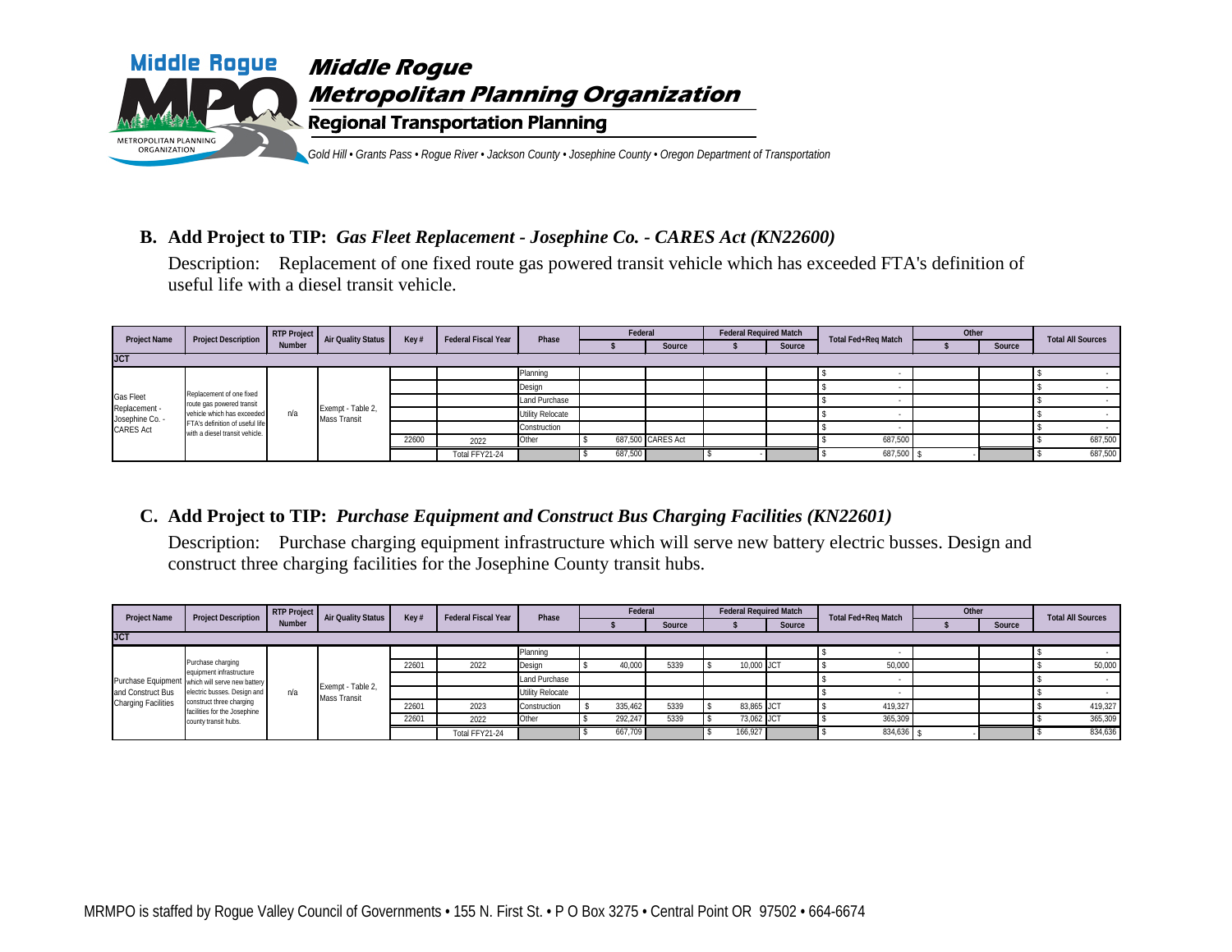# Middle Rogue Metropolitan Planning Organization

## Regional Transportation Planning

*Gold Hill • Grants Pass • Rogue River • Jackson County • Josephine County • Oregon Department of Transportation*

### B. Add Project to TIP: *Gas Fleet Replacement - Josephine Co. - CARES Act (KN22600)*

Description: Replacement of one fixed route gas powered transit vehicle which has exceeded FTA's definition of useful life with a diesel transit vehicle.

| Project Name | Project Description | RTP Project Number | Air Quality Status | Key # | Federal Fiscal Year | Phase | Federal | | Federal Required Match | | Total Fed+Req Match | Other | | Total All Sources |
|---|---|---|---|---|---|---|---|---|---|---|---|---|---|---|
| | | | | | | | $ | Source | $ | Source | | $ | Source | |
| **JCT** | | | | | | | | | | | | | | |
| Gas Fleet Replacement - Josephine Co. - CARES Act | Replacement of one fixed route gas powered transit vehicle which has exceeded FTA's definition of useful life with a diesel transit vehicle. | n/a | Exempt - Table 2, Mass Transit | | | Planning | | | | | $ - | | | $ - |
| | | | | | | Design | | | | | $ - | | | $ - |
| | | | | | | Land Purchase | | | | | $ - | | | $ - |
| | | | | | | Utility Relocate | | | | | $ - | | | $ - |
| | | | | | | Construction | | | | | $ - | | | $ - |
| | | | | 22600 | 2022 | Other | $ 687,500 | CARES Act | | | $ 687,500 | | | $ 687,500 |
| | | | | | Total FFY21-24 | | $ 687,500 | | $ - | | $ 687,500 | $ - | | $ 687,500 |

### C. Add Project to TIP: *Purchase Equipment and Construct Bus Charging Facilities (KN22601)*

Description: Purchase charging equipment infrastructure which will serve new battery electric busses. Design and construct three charging facilities for the Josephine County transit hubs.

| Project Name | Project Description | RTP Project Number | Air Quality Status | Key # | Federal Fiscal Year | Phase | Federal | | Federal Required Match | | Total Fed+Req Match | Other | | Total All Sources |
|---|---|---|---|---|---|---|---|---|---|---|---|---|---|---|
| | | | | | | | $ | Source | $ | Source | | $ | Source | |
| **JCT** | | | | | | | | | | | | | | |
| Purchase Equipment and Construct Bus Charging Facilities | Purchase charging equipment infrastructure which will serve new battery electric busses. Design and construct three charging facilities for the Josephine county transit hubs. | n/a | Exempt - Table 2, Mass Transit | | | Planning | | | | | $ - | | | $ - |
| | | | | 22601 | 2022 | Design | $ 40,000 | 5339 | $ 10,000 | JCT | $ 50,000 | | | $ 50,000 |
| | | | | | | Land Purchase | | | | | $ - | | | $ - |
| | | | | | | Utility Relocate | | | | | $ - | | | $ - |
| | | | | 22601 | 2023 | Construction | $ 335,462 | 5339 | $ 83,865 | JCT | $ 419,327 | | | $ 419,327 |
| | | | | 22601 | 2022 | Other | $ 292,247 | 5339 | $ 73,062 | JCT | $ 365,309 | | | $ 365,309 |
| | | | | | Total FFY21-24 | | $ 667,709 | | $ 166,927 | | $ 834,636 | $ - | | $ 834,636 |

MRMPO is staffed by Rogue Valley Council of Governments • 155 N. First St. • P O Box 3275 • Central Point OR 97502 • 664-6674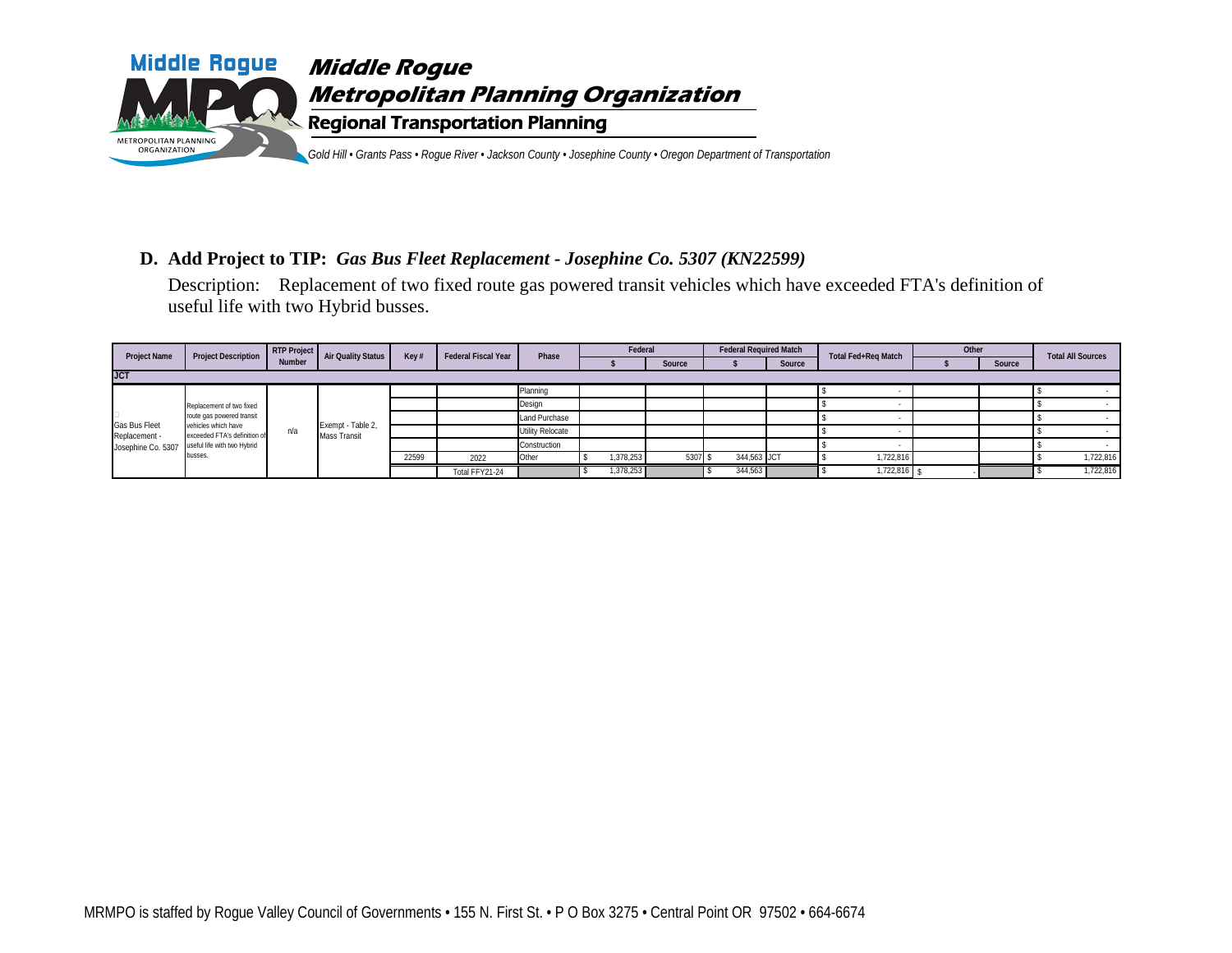Middle Rogue

# Middle Rogue Metropolitan Planning Organization

## Regional Transportation Planning

*Gold Hill • Grants Pass • Rogue River • Jackson County • Josephine County • Oregon Department of Transportation*

**D. Add Project to TIP:** ***Gas Bus Fleet Replacement - Josephine Co. 5307 (KN22599)***

Description: Replacement of two fixed route gas powered transit vehicles which have exceeded FTA's definition of useful life with two Hybrid busses.

| Project Name | Project Description | RTP Project Number | Air Quality Status | Key # | Federal Fiscal Year | Phase | Federal | | Federal Required Match | | Total Fed+Req Match | Other | | Total All Sources |
|---|---|---|---|---|---|---|---|---|---|---|---|---|---|---|
| | | | | | | | $ | Source | $ | Source | | $ | Source | |
| JCT | | | | | | | | | | | | | | |
| Gas Bus Fleet Replacement - Josephine Co. 5307 | Replacement of two fixed route gas powered transit vehicles which have exceeded FTA's definition of useful life with two Hybrid busses. | n/a | Exempt - Table 2, Mass Transit | | | Planning | | | | | $ - | | | $ - |
| | | | | | | Design | | | | | $ - | | | $ - |
| | | | | | | Land Purchase | | | | | $ - | | | $ - |
| | | | | | | Utility Relocate | | | | | $ - | | | $ - |
| | | | | | | Construction | | | | | $ - | | | $ - |
| | | | | 22599 | 2022 | Other | $ 1,378,253 | 5307 | $ 344,563 | JCT | $ 1,722,816 | | | $ 1,722,816 |
| | | | | | Total FFY21-24 | | $ 1,378,253 | | $ 344,563 | | $ 1,722,816 | $ - | | $ 1,722,816 |

MRMPO is staffed by Rogue Valley Council of Governments • 155 N. First St. • P O Box 3275 • Central Point OR 97502 • 664-6674